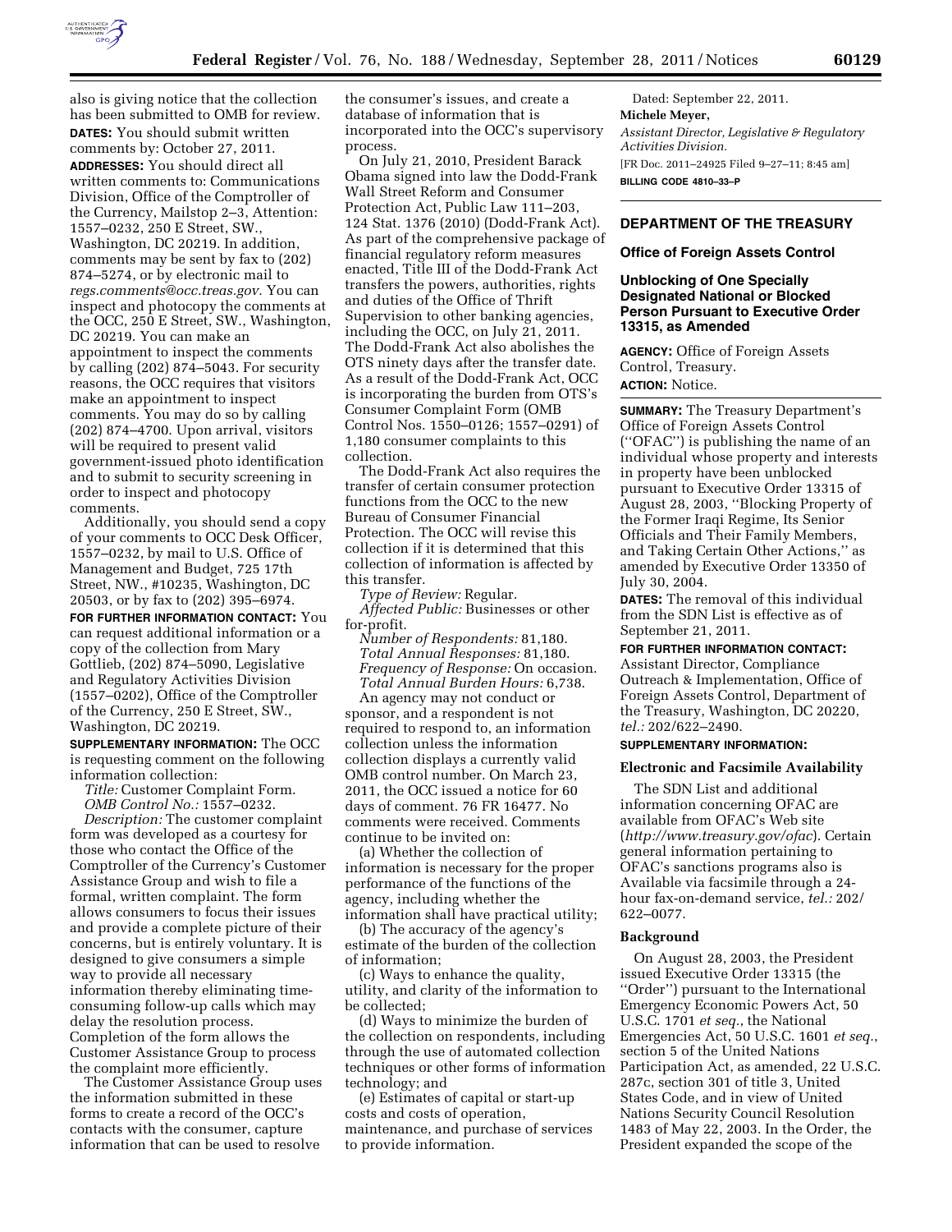also is giving notice that the collection has been submitted to OMB for review.

**DATES:** You should submit written comments by: October 27, 2011.

**ADDRESSES:** You should direct all written comments to: Communications Division, Office of the Comptroller of the Currency, Mailstop 2–3, Attention: 1557–0232, 250 E Street, SW., Washington, DC 20219. In addition, comments may be sent by fax to (202) 874–5274, or by electronic mail to *regs.comments@occ.treas.gov.* You can inspect and photocopy the comments at the OCC, 250 E Street, SW., Washington, DC 20219. You can make an appointment to inspect the comments by calling (202) 874–5043. For security reasons, the OCC requires that visitors make an appointment to inspect comments. You may do so by calling (202) 874–4700. Upon arrival, visitors will be required to present valid government-issued photo identification and to submit to security screening in order to inspect and photocopy comments.

Additionally, you should send a copy of your comments to OCC Desk Officer, 1557–0232, by mail to U.S. Office of Management and Budget, 725 17th Street, NW., #10235, Washington, DC 20503, or by fax to (202) 395–6974.

**FOR FURTHER INFORMATION CONTACT:** You can request additional information or a copy of the collection from Mary Gottlieb, (202) 874–5090, Legislative and Regulatory Activities Division (1557–0202), Office of the Comptroller of the Currency, 250 E Street, SW., Washington, DC 20219.

**SUPPLEMENTARY INFORMATION:** The OCC is requesting comment on the following information collection:

*Title:* Customer Complaint Form.

*OMB Control No.:* 1557–0232.

*Description:* The customer complaint form was developed as a courtesy for those who contact the Office of the Comptroller of the Currency's Customer Assistance Group and wish to file a formal, written complaint. The form allows consumers to focus their issues and provide a complete picture of their concerns, but is entirely voluntary. It is designed to give consumers a simple way to provide all necessary information thereby eliminating time-consuming follow-up calls which may delay the resolution process. Completion of the form allows the Customer Assistance Group to process the complaint more efficiently.

The Customer Assistance Group uses the information submitted in these forms to create a record of the OCC's contacts with the consumer, capture information that can be used to resolve the consumer's issues, and create a database of information that is incorporated into the OCC's supervisory process.

On July 21, 2010, President Barack Obama signed into law the Dodd-Frank Wall Street Reform and Consumer Protection Act, Public Law 111–203, 124 Stat. 1376 (2010) (Dodd-Frank Act). As part of the comprehensive package of financial regulatory reform measures enacted, Title III of the Dodd-Frank Act transfers the powers, authorities, rights and duties of the Office of Thrift Supervision to other banking agencies, including the OCC, on July 21, 2011. The Dodd-Frank Act also abolishes the OTS ninety days after the transfer date. As a result of the Dodd-Frank Act, OCC is incorporating the burden from OTS's Consumer Complaint Form (OMB Control Nos. 1550–0126; 1557–0291) of 1,180 consumer complaints to this collection.

The Dodd-Frank Act also requires the transfer of certain consumer protection functions from the OCC to the new Bureau of Consumer Financial Protection. The OCC will revise this collection if it is determined that this collection of information is affected by this transfer.

*Type of Review:* Regular.

*Affected Public:* Businesses or other for-profit.

*Number of Respondents:* 81,180.

*Total Annual Responses:* 81,180.

*Frequency of Response:* On occasion.

*Total Annual Burden Hours:* 6,738.

An agency may not conduct or sponsor, and a respondent is not required to respond to, an information collection unless the information collection displays a currently valid OMB control number. On March 23, 2011, the OCC issued a notice for 60 days of comment. 76 FR 16477. No comments were received. Comments continue to be invited on:

(a) Whether the collection of information is necessary for the proper performance of the functions of the agency, including whether the information shall have practical utility;

(b) The accuracy of the agency's estimate of the burden of the collection of information;

(c) Ways to enhance the quality, utility, and clarity of the information to be collected;

(d) Ways to minimize the burden of the collection on respondents, including through the use of automated collection techniques or other forms of information technology; and

(e) Estimates of capital or start-up costs and costs of operation, maintenance, and purchase of services to provide information.

Dated: September 22, 2011.

**Michele Meyer,**

*Assistant Director, Legislative & Regulatory Activities Division.*

[FR Doc. 2011–24925 Filed 9–27–11; 8:45 am]

**BILLING CODE 4810–33–P**

## DEPARTMENT OF THE TREASURY

### Office of Foreign Assets Control

### Unblocking of One Specially Designated National or Blocked Person Pursuant to Executive Order 13315, as Amended

**AGENCY:** Office of Foreign Assets Control, Treasury.

**ACTION:** Notice.

**SUMMARY:** The Treasury Department's Office of Foreign Assets Control ("OFAC") is publishing the name of an individual whose property and interests in property have been unblocked pursuant to Executive Order 13315 of August 28, 2003, "Blocking Property of the Former Iraqi Regime, Its Senior Officials and Their Family Members, and Taking Certain Other Actions," as amended by Executive Order 13350 of July 30, 2004.

**DATES:** The removal of this individual from the SDN List is effective as of September 21, 2011.

**FOR FURTHER INFORMATION CONTACT:** Assistant Director, Compliance Outreach & Implementation, Office of Foreign Assets Control, Department of the Treasury, Washington, DC 20220, *tel.:* 202/622–2490.

**SUPPLEMENTARY INFORMATION:**

#### Electronic and Facsimile Availability

The SDN List and additional information concerning OFAC are available from OFAC's Web site (*http://www.treasury.gov/ofac*). Certain general information pertaining to OFAC's sanctions programs also is Available via facsimile through a 24-hour fax-on-demand service, *tel.:* 202/622–0077.

#### Background

On August 28, 2003, the President issued Executive Order 13315 (the "Order") pursuant to the International Emergency Economic Powers Act, 50 U.S.C. 1701 *et seq.*, the National Emergencies Act, 50 U.S.C. 1601 *et seq.*, section 5 of the United Nations Participation Act, as amended, 22 U.S.C. 287c, section 301 of title 3, United States Code, and in view of United Nations Security Council Resolution 1483 of May 22, 2003. In the Order, the President expanded the scope of the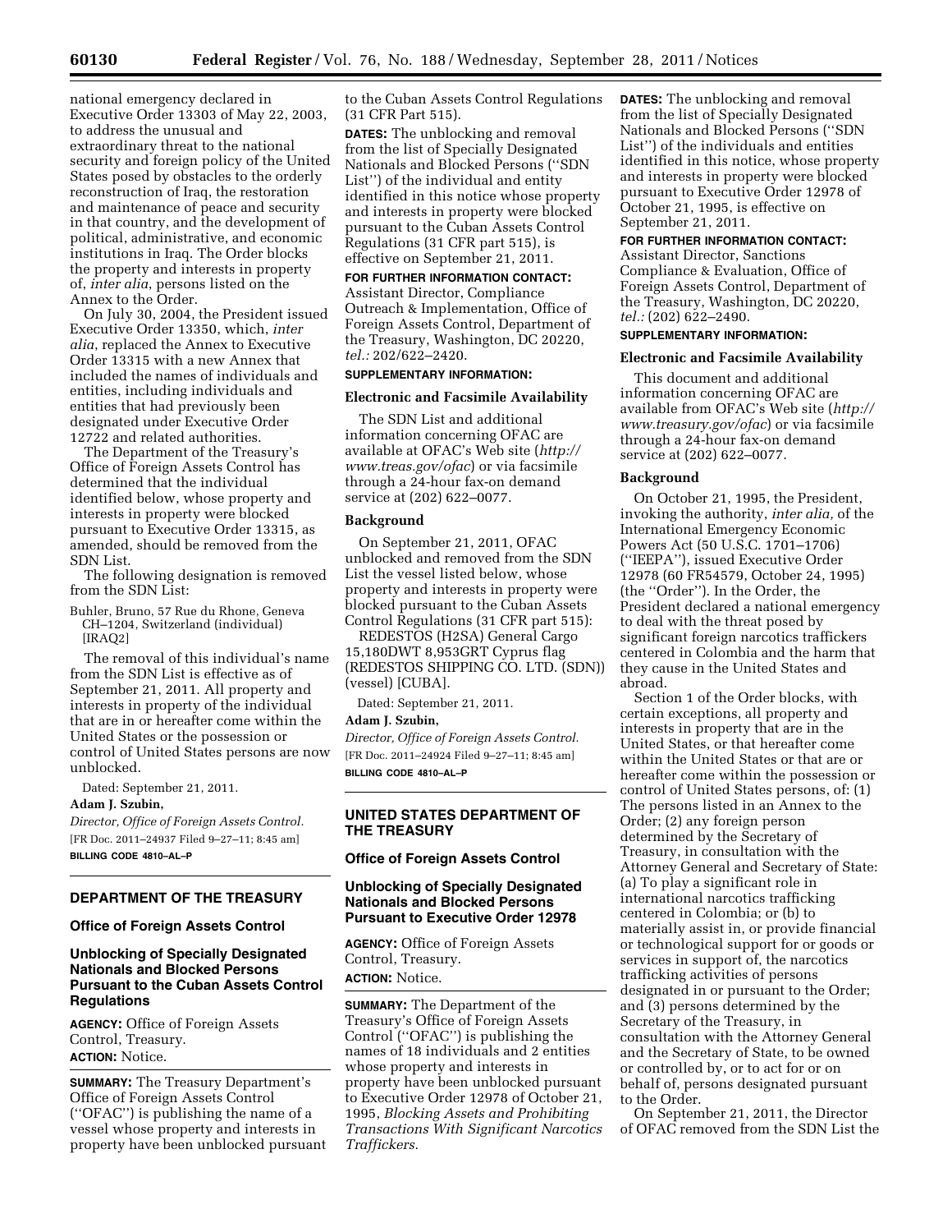national emergency declared in Executive Order 13303 of May 22, 2003, to address the unusual and extraordinary threat to the national security and foreign policy of the United States posed by obstacles to the orderly reconstruction of Iraq, the restoration and maintenance of peace and security in that country, and the development of political, administrative, and economic institutions in Iraq. The Order blocks the property and interests in property of, *inter alia*, persons listed on the Annex to the Order.

On July 30, 2004, the President issued Executive Order 13350, which, *inter alia*, replaced the Annex to Executive Order 13315 with a new Annex that included the names of individuals and entities, including individuals and entities that had previously been designated under Executive Order 12722 and related authorities.

The Department of the Treasury's Office of Foreign Assets Control has determined that the individual identified below, whose property and interests in property were blocked pursuant to Executive Order 13315, as amended, should be removed from the SDN List.

The following designation is removed from the SDN List:

Buhler, Bruno, 57 Rue du Rhone, Geneva CH–1204, Switzerland (individual) [IRAQ2]

The removal of this individual's name from the SDN List is effective as of September 21, 2011. All property and interests in property of the individual that are in or hereafter come within the United States or the possession or control of United States persons are now unblocked.

Dated: September 21, 2011.

**Adam J. Szubin,**

*Director, Office of Foreign Assets Control.*

[FR Doc. 2011–24937 Filed 9–27–11; 8:45 am]

**BILLING CODE 4810–AL–P**

## DEPARTMENT OF THE TREASURY

### Office of Foreign Assets Control

### Unblocking of Specially Designated Nationals and Blocked Persons Pursuant to the Cuban Assets Control Regulations

**AGENCY:** Office of Foreign Assets Control, Treasury.

**ACTION:** Notice.

**SUMMARY:** The Treasury Department's Office of Foreign Assets Control ("OFAC") is publishing the name of a vessel whose property and interests in property have been unblocked pursuant to the Cuban Assets Control Regulations (31 CFR Part 515).

**DATES:** The unblocking and removal from the list of Specially Designated Nationals and Blocked Persons ("SDN List") of the individual and entity identified in this notice whose property and interests in property were blocked pursuant to the Cuban Assets Control Regulations (31 CFR part 515), is effective on September 21, 2011.

**FOR FURTHER INFORMATION CONTACT:** Assistant Director, Compliance Outreach & Implementation, Office of Foreign Assets Control, Department of the Treasury, Washington, DC 20220, *tel.:* 202/622–2420.

**SUPPLEMENTARY INFORMATION:**

**Electronic and Facsimile Availability**

The SDN List and additional information concerning OFAC are available at OFAC's Web site (*http://www.treas.gov/ofac*) or via facsimile through a 24-hour fax-on demand service at (202) 622–0077.

**Background**

On September 21, 2011, OFAC unblocked and removed from the SDN List the vessel listed below, whose property and interests in property were blocked pursuant to the Cuban Assets Control Regulations (31 CFR part 515):

REDESTOS (H2SA) General Cargo 15,180DWT 8,953GRT Cyprus flag (REDESTOS SHIPPING CO. LTD. (SDN)) (vessel) [CUBA].

Dated: September 21, 2011.

**Adam J. Szubin,**

*Director, Office of Foreign Assets Control.*

[FR Doc. 2011–24924 Filed 9–27–11; 8:45 am]

**BILLING CODE 4810–AL–P**

## UNITED STATES DEPARTMENT OF THE TREASURY

### Office of Foreign Assets Control

### Unblocking of Specially Designated Nationals and Blocked Persons Pursuant to Executive Order 12978

**AGENCY:** Office of Foreign Assets Control, Treasury.

**ACTION:** Notice.

**SUMMARY:** The Department of the Treasury's Office of Foreign Assets Control ("OFAC") is publishing the names of 18 individuals and 2 entities whose property and interests in property have been unblocked pursuant to Executive Order 12978 of October 21, 1995, *Blocking Assets and Prohibiting Transactions With Significant Narcotics Traffickers.*

**DATES:** The unblocking and removal from the list of Specially Designated Nationals and Blocked Persons ("SDN List") of the individuals and entities identified in this notice, whose property and interests in property were blocked pursuant to Executive Order 12978 of October 21, 1995, is effective on September 21, 2011.

**FOR FURTHER INFORMATION CONTACT:** Assistant Director, Sanctions Compliance & Evaluation, Office of Foreign Assets Control, Department of the Treasury, Washington, DC 20220, *tel.:* (202) 622–2490.

**SUPPLEMENTARY INFORMATION:**

**Electronic and Facsimile Availability**

This document and additional information concerning OFAC are available from OFAC's Web site (*http://www.treasury.gov/ofac*) or via facsimile through a 24-hour fax-on demand service at (202) 622–0077.

**Background**

On October 21, 1995, the President, invoking the authority, *inter alia,* of the International Emergency Economic Powers Act (50 U.S.C. 1701–1706) ("IEEPA"), issued Executive Order 12978 (60 FR54579, October 24, 1995) (the "Order"). In the Order, the President declared a national emergency to deal with the threat posed by significant foreign narcotics traffickers centered in Colombia and the harm that they cause in the United States and abroad.

Section 1 of the Order blocks, with certain exceptions, all property and interests in property that are in the United States, or that hereafter come within the United States or that are or hereafter come within the possession or control of United States persons, of: (1) The persons listed in an Annex to the Order; (2) any foreign person determined by the Secretary of Treasury, in consultation with the Attorney General and Secretary of State: (a) To play a significant role in international narcotics trafficking centered in Colombia; or (b) to materially assist in, or provide financial or technological support for or goods or services in support of, the narcotics trafficking activities of persons designated in or pursuant to the Order; and (3) persons determined by the Secretary of the Treasury, in consultation with the Attorney General and the Secretary of State, to be owned or controlled by, or to act for or on behalf of, persons designated pursuant to the Order.

On September 21, 2011, the Director of OFAC removed from the SDN List the